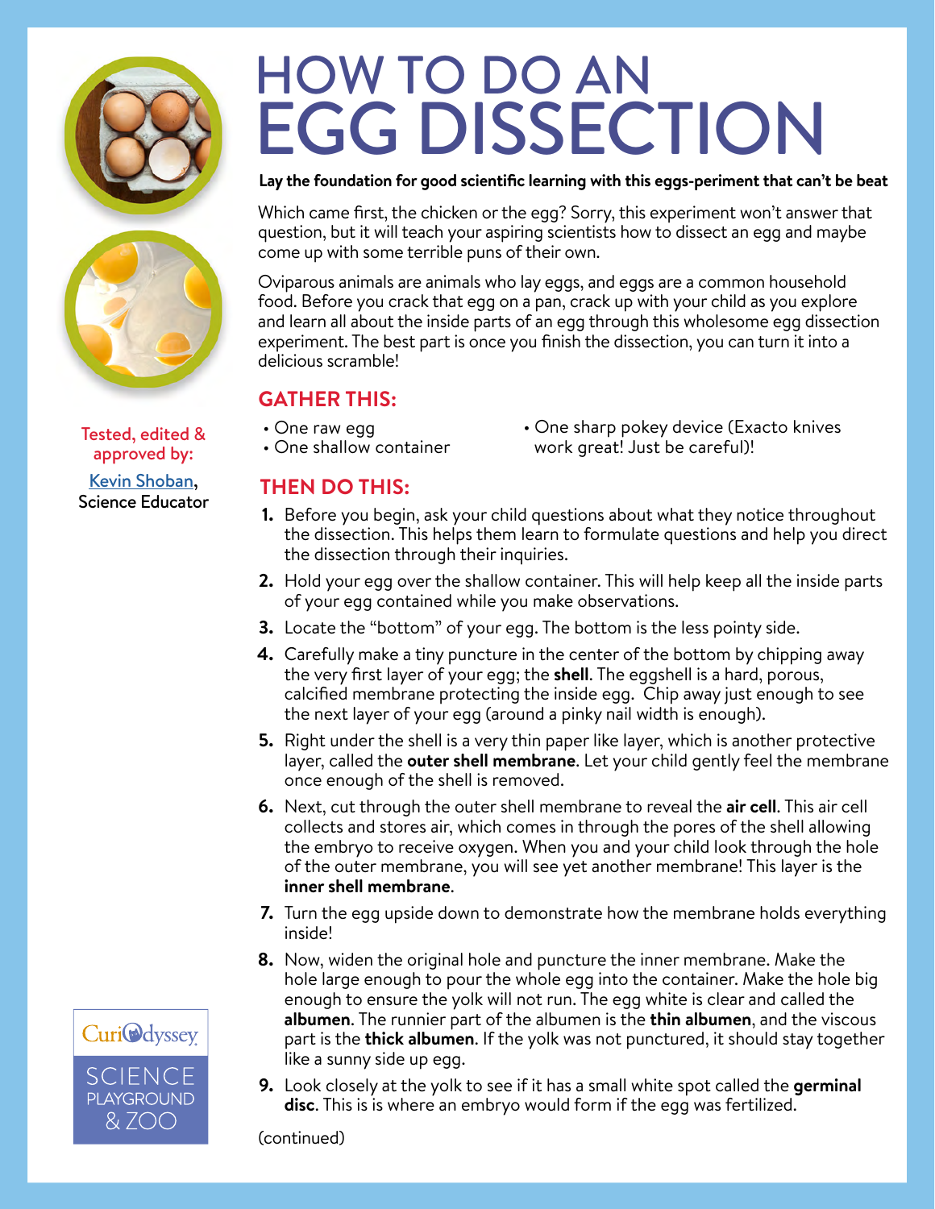# HOW TO DO AN EGG DISSECTION

**Lay the foundation for good scientific learning with this eggs-periment that can't be beat**

Which came first, the chicken or the egg? Sorry, this experiment won't answer that question, but it will teach your aspiring scientists how to dissect an egg and maybe come up with some terrible puns of their own.

Oviparous animals are animals who lay eggs, and eggs are a common household food. Before you crack that egg on a pan, crack up with your child as you explore and learn all about the inside parts of an egg through this wholesome egg dissection experiment. The best part is once you finish the dissection, you can turn it into a delicious scramble!

Tested, edited & approved by:

Kevin Shoban, Science Educator

## GATHER THIS:

- One raw egg
- One shallow container
- One sharp pokey device (Exacto knives work great! Just be careful)!

## THEN DO THIS:

1. Before you begin, ask your child questions about what they notice throughout the dissection. This helps them learn to formulate questions and help you direct the dissection through their inquiries.
2. Hold your egg over the shallow container. This will help keep all the inside parts of your egg contained while you make observations.
3. Locate the "bottom" of your egg. The bottom is the less pointy side.
4. Carefully make a tiny puncture in the center of the bottom by chipping away the very first layer of your egg; the **shell**. The eggshell is a hard, porous, calcified membrane protecting the inside egg. Chip away just enough to see the next layer of your egg (around a pinky nail width is enough).
5. Right under the shell is a very thin paper like layer, which is another protective layer, called the **outer shell membrane**. Let your child gently feel the membrane once enough of the shell is removed.
6. Next, cut through the outer shell membrane to reveal the **air cell**. This air cell collects and stores air, which comes in through the pores of the shell allowing the embryo to receive oxygen. When you and your child look through the hole of the outer membrane, you will see yet another membrane! This layer is the **inner shell membrane**.
7. Turn the egg upside down to demonstrate how the membrane holds everything inside!
8. Now, widen the original hole and puncture the inner membrane. Make the hole large enough to pour the whole egg into the container. Make the hole big enough to ensure the yolk will not run. The egg white is clear and called the **albumen**. The runnier part of the albumen is the **thin albumen**, and the viscous part is the **thick albumen**. If the yolk was not punctured, it should stay together like a sunny side up egg.
9. Look closely at the yolk to see if it has a small white spot called the **germinal disc**. This is is where an embryo would form if the egg was fertilized.

(continued)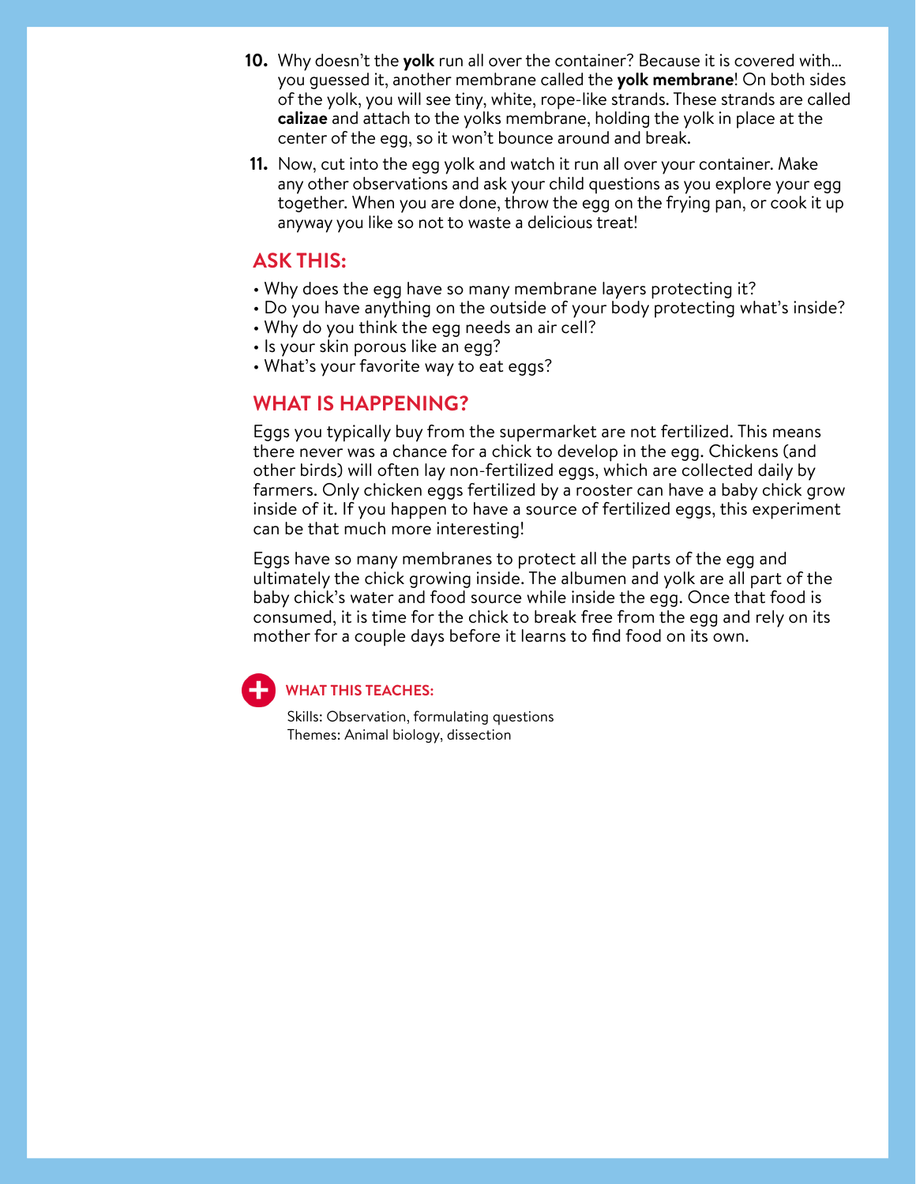10. Why doesn't the **yolk** run all over the container? Because it is covered with... you guessed it, another membrane called the **yolk membrane**! On both sides of the yolk, you will see tiny, white, rope-like strands. These strands are called **calizae** and attach to the yolks membrane, holding the yolk in place at the center of the egg, so it won't bounce around and break.
11. Now, cut into the egg yolk and watch it run all over your container. Make any other observations and ask your child questions as you explore your egg together. When you are done, throw the egg on the frying pan, or cook it up anyway you like so not to waste a delicious treat!

## ASK THIS:

- Why does the egg have so many membrane layers protecting it?
- Do you have anything on the outside of your body protecting what's inside?
- Why do you think the egg needs an air cell?
- Is your skin porous like an egg?
- What's your favorite way to eat eggs?

## WHAT IS HAPPENING?

Eggs you typically buy from the supermarket are not fertilized. This means there never was a chance for a chick to develop in the egg. Chickens (and other birds) will often lay non-fertilized eggs, which are collected daily by farmers. Only chicken eggs fertilized by a rooster can have a baby chick grow inside of it. If you happen to have a source of fertilized eggs, this experiment can be that much more interesting!

Eggs have so many membranes to protect all the parts of the egg and ultimately the chick growing inside. The albumen and yolk are all part of the baby chick's water and food source while inside the egg. Once that food is consumed, it is time for the chick to break free from the egg and rely on its mother for a couple days before it learns to find food on its own.

### WHAT THIS TEACHES:

Skills: Observation, formulating questions
Themes: Animal biology, dissection